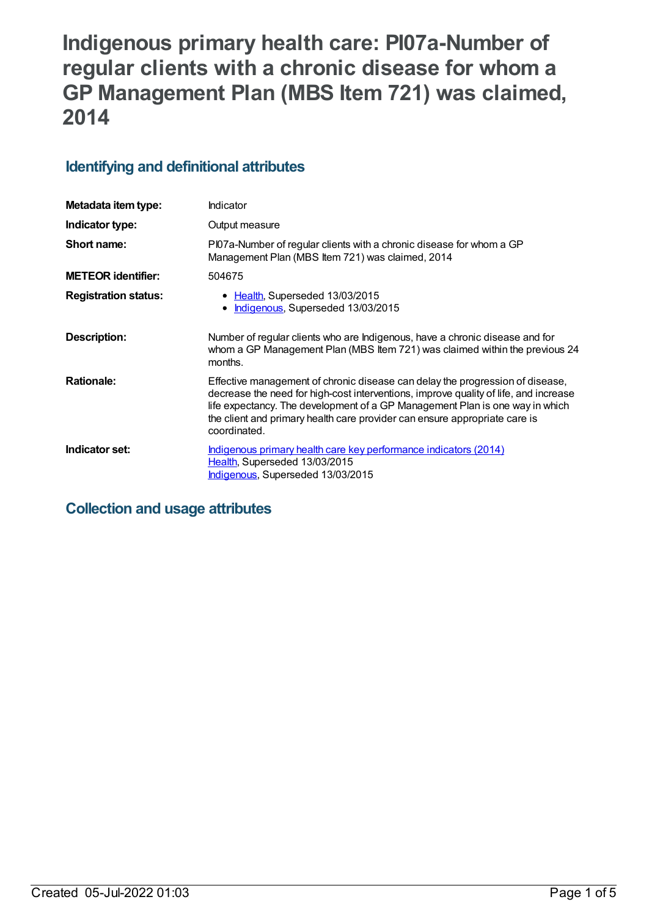# Indigenous primary health care: PI07a-Number of regular clients with a chronic disease for whom a GP Management Plan (MBS Item 721) was claimed, 2014

## Identifying and definitional attributes

| | |
|---|---|
| **Metadata item type:** | Indicator |
| **Indicator type:** | Output measure |
| **Short name:** | PI07a-Number of regular clients with a chronic disease for whom a GP Management Plan (MBS Item 721) was claimed, 2014 |
| **METEOR identifier:** | 504675 |
| **Registration status:** | • Health, Superseded 13/03/2015<br>• Indigenous, Superseded 13/03/2015 |
| **Description:** | Number of regular clients who are Indigenous, have a chronic disease and for whom a GP Management Plan (MBS Item 721) was claimed within the previous 24 months. |
| **Rationale:** | Effective management of chronic disease can delay the progression of disease, decrease the need for high-cost interventions, improve quality of life, and increase life expectancy. The development of a GP Management Plan is one way in which the client and primary health care provider can ensure appropriate care is coordinated. |
| **Indicator set:** | Indigenous primary health care key performance indicators (2014)<br>Health, Superseded 13/03/2015<br>Indigenous, Superseded 13/03/2015 |

## Collection and usage attributes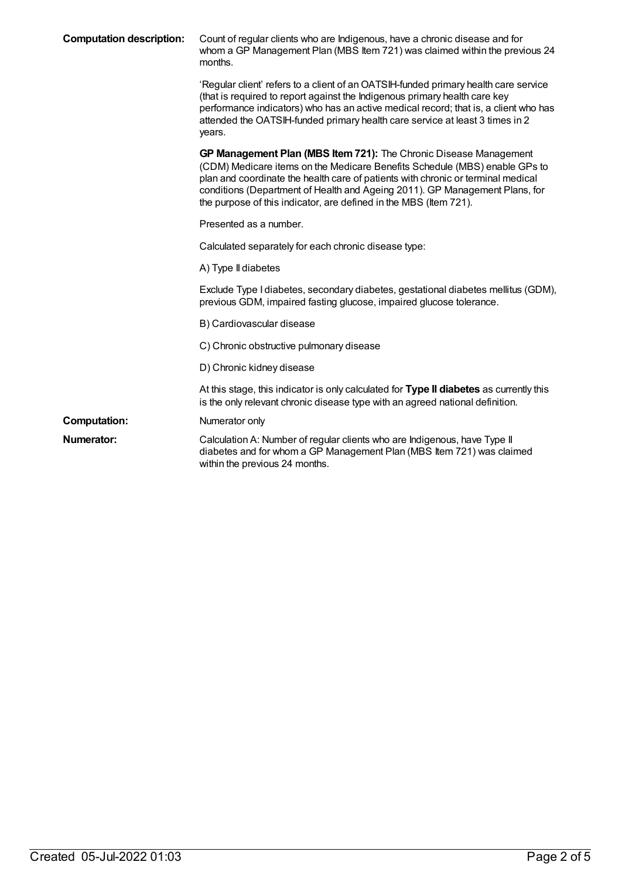**Computation description:** Count of regular clients who are Indigenous, have a chronic disease and for whom a GP Management Plan (MBS Item 721) was claimed within the previous 24 months.

'Regular client' refers to a client of an OATSIH-funded primary health care service (that is required to report against the Indigenous primary health care key performance indicators) who has an active medical record; that is, a client who has attended the OATSIH-funded primary health care service at least 3 times in 2 years.

**GP Management Plan (MBS Item 721):** The Chronic Disease Management (CDM) Medicare items on the Medicare Benefits Schedule (MBS) enable GPs to plan and coordinate the health care of patients with chronic or terminal medical conditions (Department of Health and Ageing 2011). GP Management Plans, for the purpose of this indicator, are defined in the MBS (Item 721).

Presented as a number.

Calculated separately for each chronic disease type:

A) Type II diabetes

Exclude Type I diabetes, secondary diabetes, gestational diabetes mellitus (GDM), previous GDM, impaired fasting glucose, impaired glucose tolerance.

B) Cardiovascular disease

C) Chronic obstructive pulmonary disease

D) Chronic kidney disease

At this stage, this indicator is only calculated for **Type II diabetes** as currently this is the only relevant chronic disease type with an agreed national definition.

**Computation:** Numerator only

**Numerator:** Calculation A: Number of regular clients who are Indigenous, have Type II diabetes and for whom a GP Management Plan (MBS Item 721) was claimed within the previous 24 months.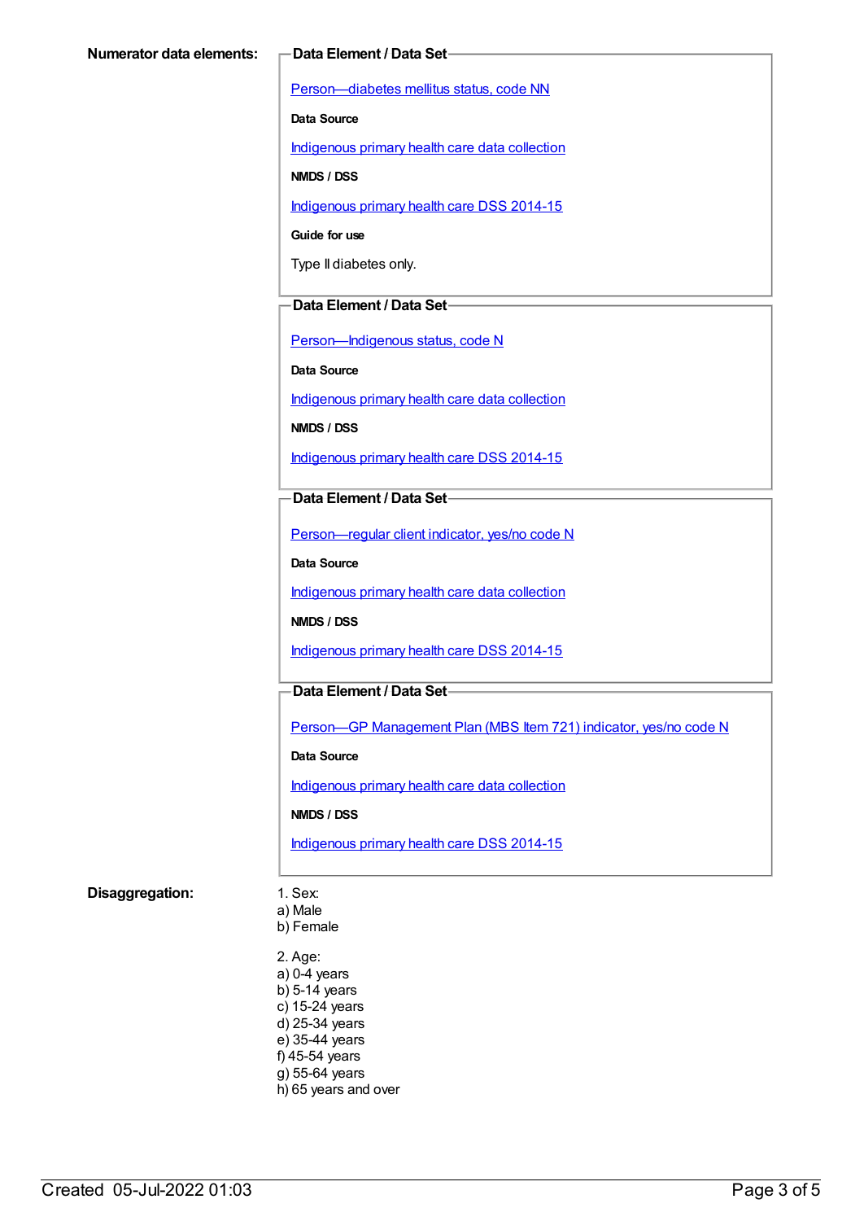**Numerator data elements:**

**Data Element / Data Set**

Person—diabetes mellitus status, code NN

**Data Source**

Indigenous primary health care data collection

**NMDS / DSS**

Indigenous primary health care DSS 2014-15

**Guide for use**

Type II diabetes only.

**Data Element / Data Set**

Person—Indigenous status, code N

**Data Source**

Indigenous primary health care data collection

**NMDS / DSS**

Indigenous primary health care DSS 2014-15

**Data Element / Data Set**

Person—regular client indicator, yes/no code N

**Data Source**

Indigenous primary health care data collection

**NMDS / DSS**

Indigenous primary health care DSS 2014-15

**Data Element / Data Set**

Person—GP Management Plan (MBS Item 721) indicator, yes/no code N

**Data Source**

Indigenous primary health care data collection

**NMDS / DSS**

Indigenous primary health care DSS 2014-15

**Disaggregation:**

1. Sex:
a) Male
b) Female

2. Age:
a) 0-4 years
b) 5-14 years
c) 15-24 years
d) 25-34 years
e) 35-44 years
f) 45-54 years
g) 55-64 years
h) 65 years and over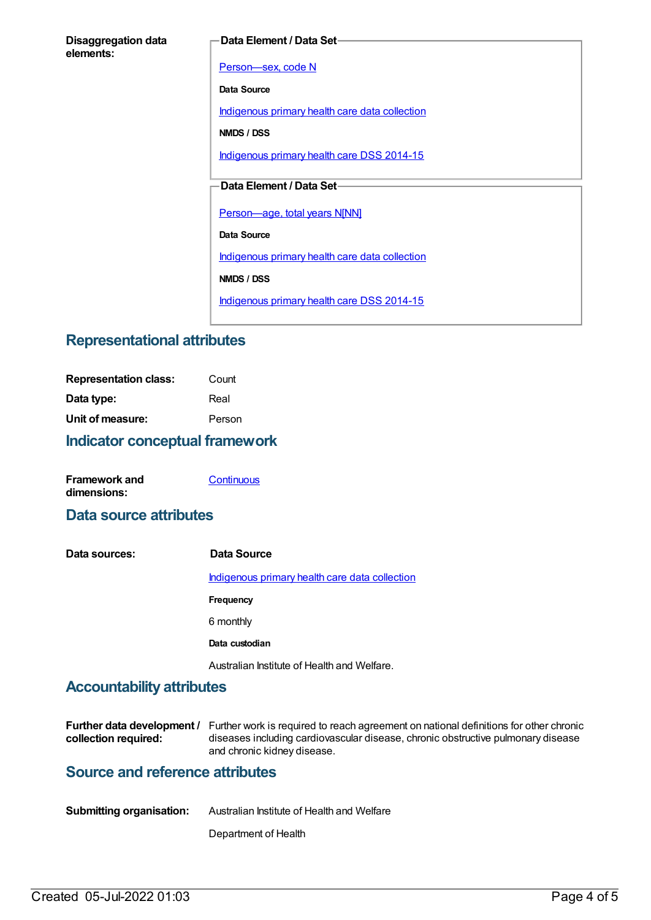**Disaggregation data elements:**

**Data Element / Data Set**

Person—sex, code N

**Data Source**

Indigenous primary health care data collection

**NMDS / DSS**

Indigenous primary health care DSS 2014-15

**Data Element / Data Set**

Person—age, total years N[NN]

**Data Source**

Indigenous primary health care data collection

**NMDS / DSS**

Indigenous primary health care DSS 2014-15

## Representational attributes

**Representation class:** Count

**Data type:** Real

**Unit of measure:** Person

## Indicator conceptual framework

**Framework and dimensions:** Continuous

## Data source attributes

**Data sources:**

**Data Source**

Indigenous primary health care data collection

**Frequency**

6 monthly

**Data custodian**

Australian Institute of Health and Welfare.

## Accountability attributes

**Further data development / collection required:** Further work is required to reach agreement on national definitions for other chronic diseases including cardiovascular disease, chronic obstructive pulmonary disease and chronic kidney disease.

## Source and reference attributes

**Submitting organisation:** Australian Institute of Health and Welfare

Department of Health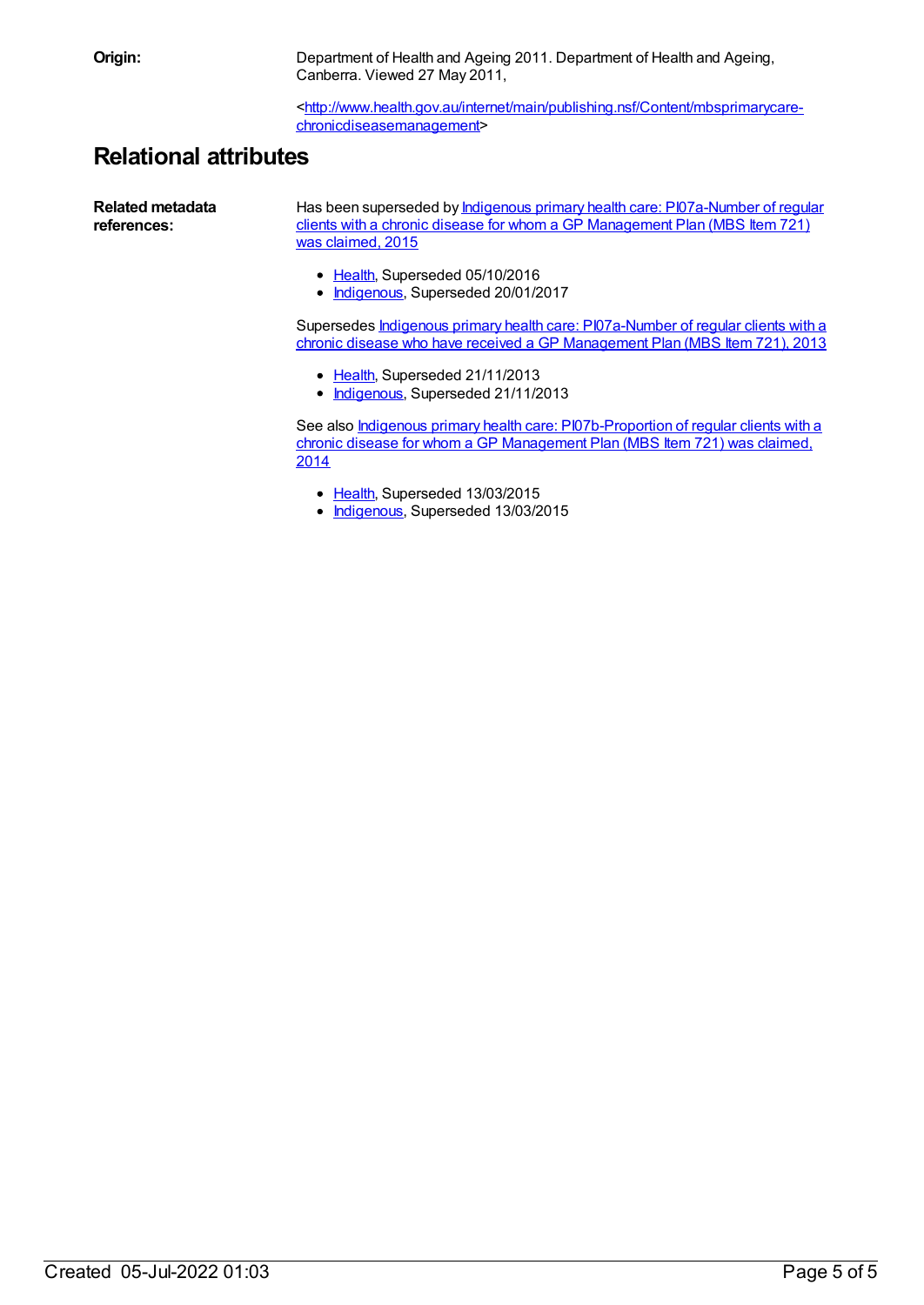**Origin:** Department of Health and Ageing 2011. Department of Health and Ageing, Canberra. Viewed 27 May 2011,

<http://www.health.gov.au/internet/main/publishing.nsf/Content/mbsprimarycare-chronicdiseasemanagement>

## Relational attributes

**Related metadata references:**

Has been superseded by Indigenous primary health care: PI07a-Number of regular clients with a chronic disease for whom a GP Management Plan (MBS Item 721) was claimed, 2015

- Health, Superseded 05/10/2016
- Indigenous, Superseded 20/01/2017

Supersedes Indigenous primary health care: PI07a-Number of regular clients with a chronic disease who have received a GP Management Plan (MBS Item 721), 2013

- Health, Superseded 21/11/2013
- Indigenous, Superseded 21/11/2013

See also Indigenous primary health care: PI07b-Proportion of regular clients with a chronic disease for whom a GP Management Plan (MBS Item 721) was claimed, 2014

- Health, Superseded 13/03/2015
- Indigenous, Superseded 13/03/2015